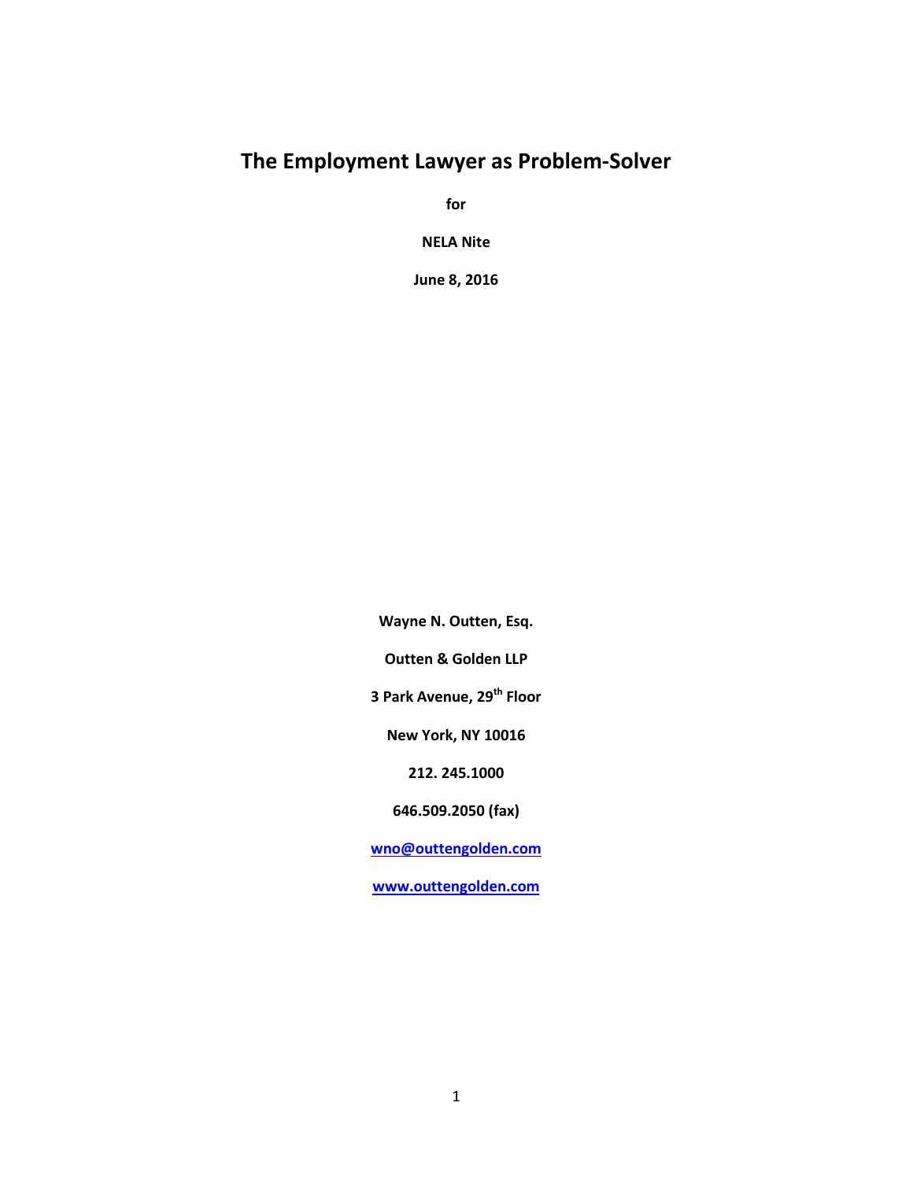# The Employment Lawyer as Problem-Solver

**for**

**NELA Nite**

**June 8, 2016**

**Wayne N. Outten, Esq.**

**Outten & Golden LLP**

**3 Park Avenue, 29th Floor**

**New York, NY 10016**

**212. 245.1000**

**646.509.2050 (fax)**

**wno@outtengolden.com**

**www.outtengolden.com**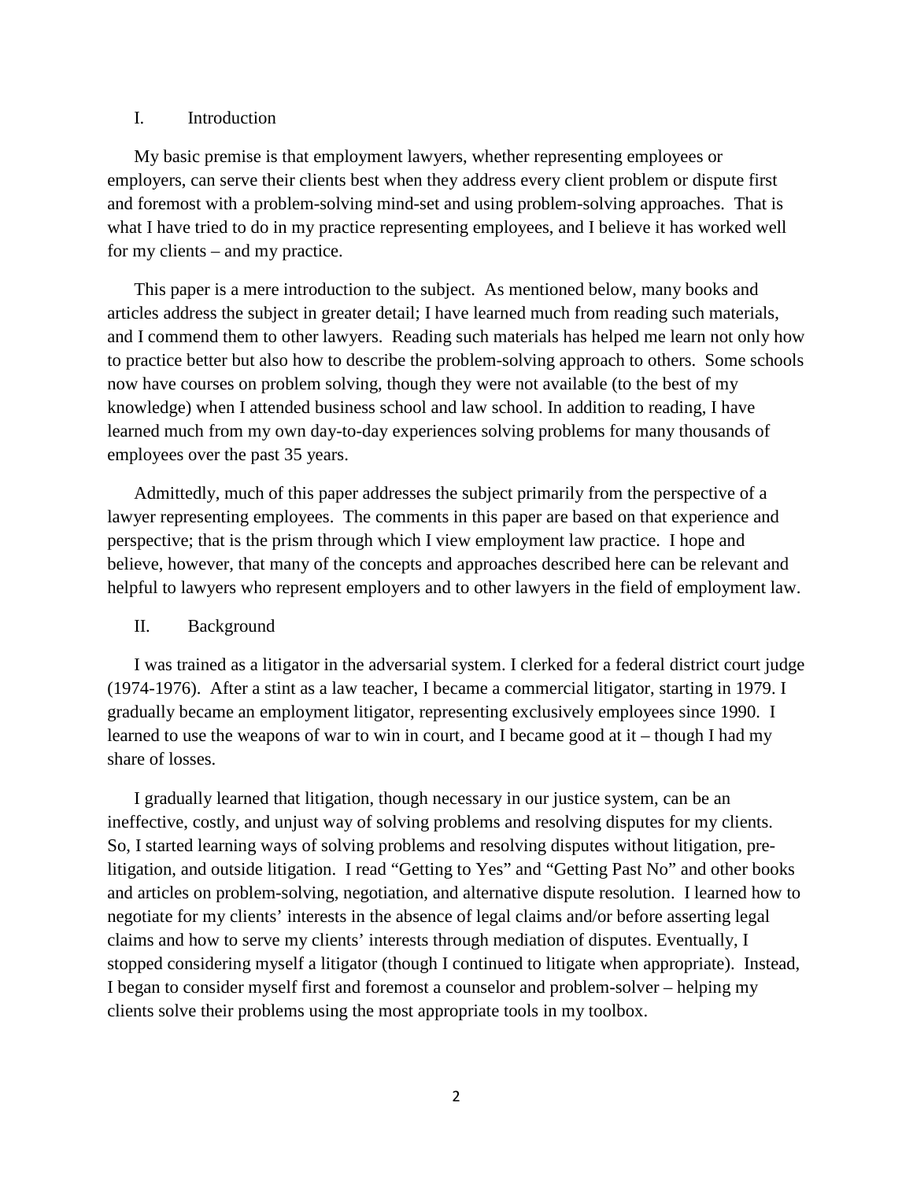## I. Introduction

My basic premise is that employment lawyers, whether representing employees or employers, can serve their clients best when they address every client problem or dispute first and foremost with a problem-solving mind-set and using problem-solving approaches. That is what I have tried to do in my practice representing employees, and I believe it has worked well for my clients – and my practice.

This paper is a mere introduction to the subject. As mentioned below, many books and articles address the subject in greater detail; I have learned much from reading such materials, and I commend them to other lawyers. Reading such materials has helped me learn not only how to practice better but also how to describe the problem-solving approach to others. Some schools now have courses on problem solving, though they were not available (to the best of my knowledge) when I attended business school and law school. In addition to reading, I have learned much from my own day-to-day experiences solving problems for many thousands of employees over the past 35 years.

Admittedly, much of this paper addresses the subject primarily from the perspective of a lawyer representing employees. The comments in this paper are based on that experience and perspective; that is the prism through which I view employment law practice. I hope and believe, however, that many of the concepts and approaches described here can be relevant and helpful to lawyers who represent employers and to other lawyers in the field of employment law.

## II. Background

I was trained as a litigator in the adversarial system. I clerked for a federal district court judge (1974-1976). After a stint as a law teacher, I became a commercial litigator, starting in 1979. I gradually became an employment litigator, representing exclusively employees since 1990. I learned to use the weapons of war to win in court, and I became good at it – though I had my share of losses.

I gradually learned that litigation, though necessary in our justice system, can be an ineffective, costly, and unjust way of solving problems and resolving disputes for my clients. So, I started learning ways of solving problems and resolving disputes without litigation, pre-litigation, and outside litigation. I read "Getting to Yes" and "Getting Past No" and other books and articles on problem-solving, negotiation, and alternative dispute resolution. I learned how to negotiate for my clients' interests in the absence of legal claims and/or before asserting legal claims and how to serve my clients' interests through mediation of disputes. Eventually, I stopped considering myself a litigator (though I continued to litigate when appropriate). Instead, I began to consider myself first and foremost a counselor and problem-solver – helping my clients solve their problems using the most appropriate tools in my toolbox.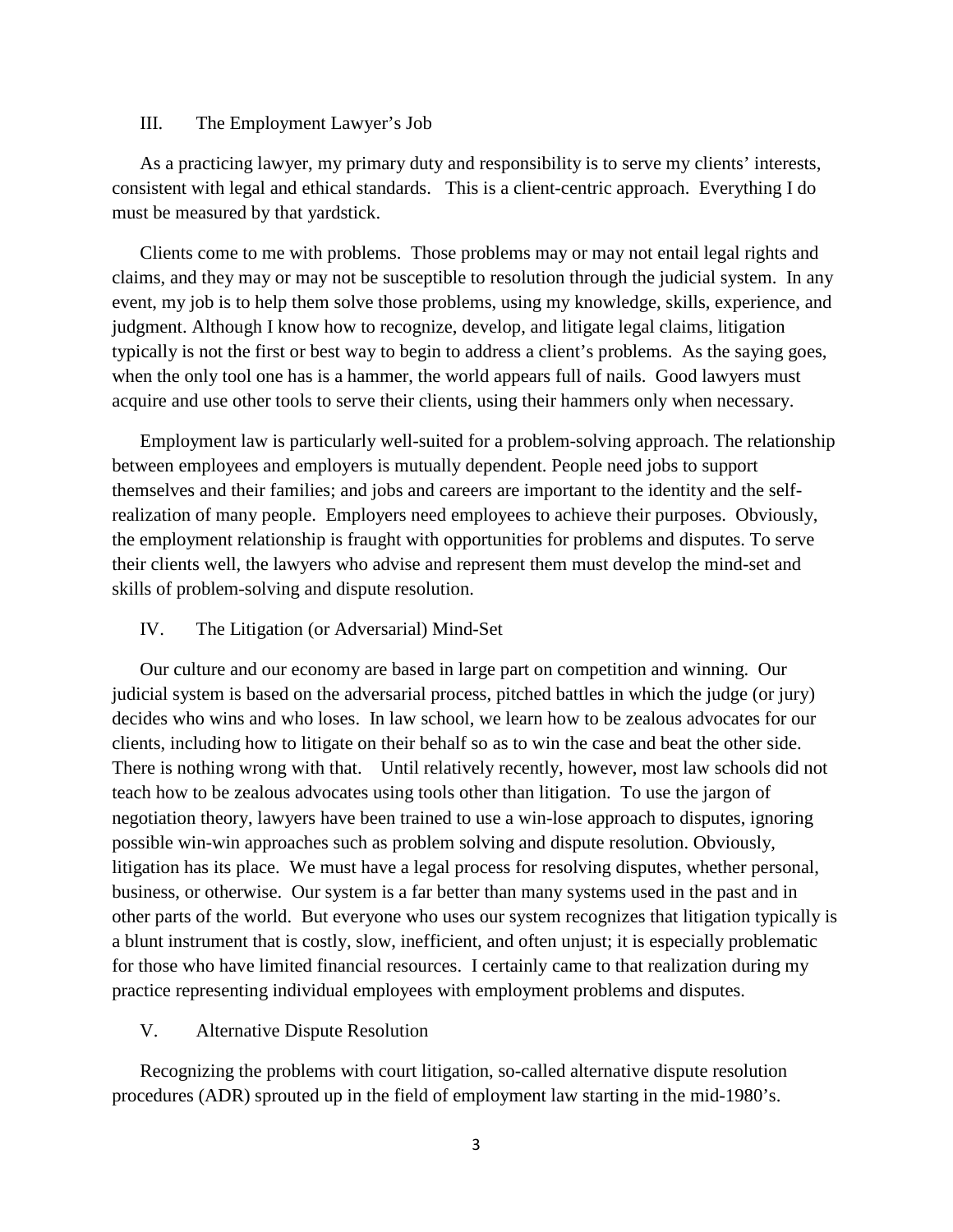## III. The Employment Lawyer's Job

As a practicing lawyer, my primary duty and responsibility is to serve my clients' interests, consistent with legal and ethical standards. This is a client-centric approach. Everything I do must be measured by that yardstick.

Clients come to me with problems. Those problems may or may not entail legal rights and claims, and they may or may not be susceptible to resolution through the judicial system. In any event, my job is to help them solve those problems, using my knowledge, skills, experience, and judgment. Although I know how to recognize, develop, and litigate legal claims, litigation typically is not the first or best way to begin to address a client's problems. As the saying goes, when the only tool one has is a hammer, the world appears full of nails. Good lawyers must acquire and use other tools to serve their clients, using their hammers only when necessary.

Employment law is particularly well-suited for a problem-solving approach. The relationship between employees and employers is mutually dependent. People need jobs to support themselves and their families; and jobs and careers are important to the identity and the self-realization of many people. Employers need employees to achieve their purposes. Obviously, the employment relationship is fraught with opportunities for problems and disputes. To serve their clients well, the lawyers who advise and represent them must develop the mind-set and skills of problem-solving and dispute resolution.

## IV. The Litigation (or Adversarial) Mind-Set

Our culture and our economy are based in large part on competition and winning. Our judicial system is based on the adversarial process, pitched battles in which the judge (or jury) decides who wins and who loses. In law school, we learn how to be zealous advocates for our clients, including how to litigate on their behalf so as to win the case and beat the other side. There is nothing wrong with that. Until relatively recently, however, most law schools did not teach how to be zealous advocates using tools other than litigation. To use the jargon of negotiation theory, lawyers have been trained to use a win-lose approach to disputes, ignoring possible win-win approaches such as problem solving and dispute resolution. Obviously, litigation has its place. We must have a legal process for resolving disputes, whether personal, business, or otherwise. Our system is a far better than many systems used in the past and in other parts of the world. But everyone who uses our system recognizes that litigation typically is a blunt instrument that is costly, slow, inefficient, and often unjust; it is especially problematic for those who have limited financial resources. I certainly came to that realization during my practice representing individual employees with employment problems and disputes.

## V. Alternative Dispute Resolution

Recognizing the problems with court litigation, so-called alternative dispute resolution procedures (ADR) sprouted up in the field of employment law starting in the mid-1980's.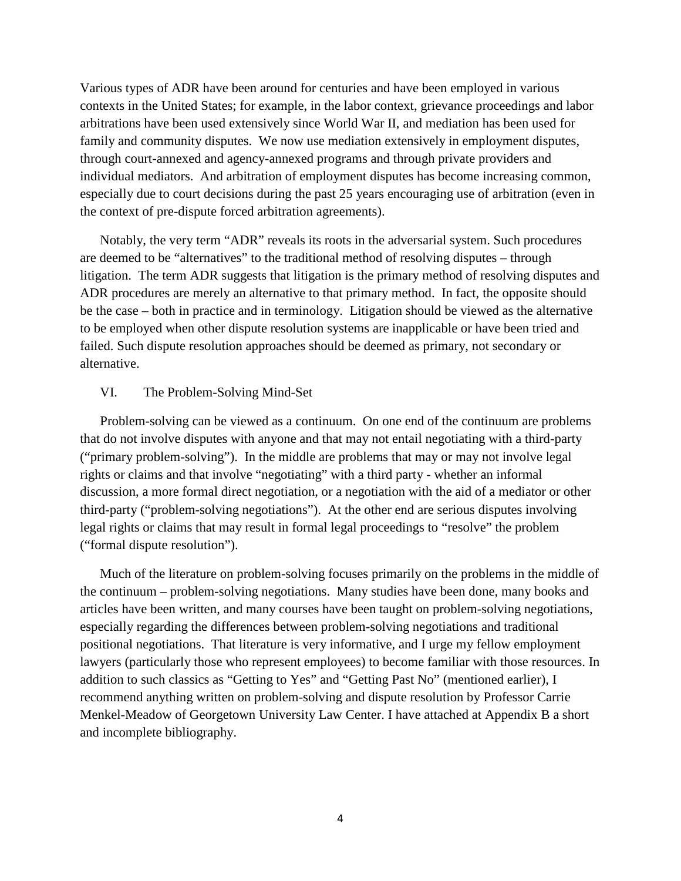Various types of ADR have been around for centuries and have been employed in various contexts in the United States; for example, in the labor context, grievance proceedings and labor arbitrations have been used extensively since World War II, and mediation has been used for family and community disputes. We now use mediation extensively in employment disputes, through court-annexed and agency-annexed programs and through private providers and individual mediators. And arbitration of employment disputes has become increasing common, especially due to court decisions during the past 25 years encouraging use of arbitration (even in the context of pre-dispute forced arbitration agreements).

Notably, the very term "ADR" reveals its roots in the adversarial system. Such procedures are deemed to be "alternatives" to the traditional method of resolving disputes – through litigation. The term ADR suggests that litigation is the primary method of resolving disputes and ADR procedures are merely an alternative to that primary method. In fact, the opposite should be the case – both in practice and in terminology. Litigation should be viewed as the alternative to be employed when other dispute resolution systems are inapplicable or have been tried and failed. Such dispute resolution approaches should be deemed as primary, not secondary or alternative.

## VI. The Problem-Solving Mind-Set

Problem-solving can be viewed as a continuum. On one end of the continuum are problems that do not involve disputes with anyone and that may not entail negotiating with a third-party ("primary problem-solving"). In the middle are problems that may or may not involve legal rights or claims and that involve "negotiating" with a third party - whether an informal discussion, a more formal direct negotiation, or a negotiation with the aid of a mediator or other third-party ("problem-solving negotiations"). At the other end are serious disputes involving legal rights or claims that may result in formal legal proceedings to "resolve" the problem ("formal dispute resolution").

Much of the literature on problem-solving focuses primarily on the problems in the middle of the continuum – problem-solving negotiations. Many studies have been done, many books and articles have been written, and many courses have been taught on problem-solving negotiations, especially regarding the differences between problem-solving negotiations and traditional positional negotiations. That literature is very informative, and I urge my fellow employment lawyers (particularly those who represent employees) to become familiar with those resources. In addition to such classics as "Getting to Yes" and "Getting Past No" (mentioned earlier), I recommend anything written on problem-solving and dispute resolution by Professor Carrie Menkel-Meadow of Georgetown University Law Center. I have attached at Appendix B a short and incomplete bibliography.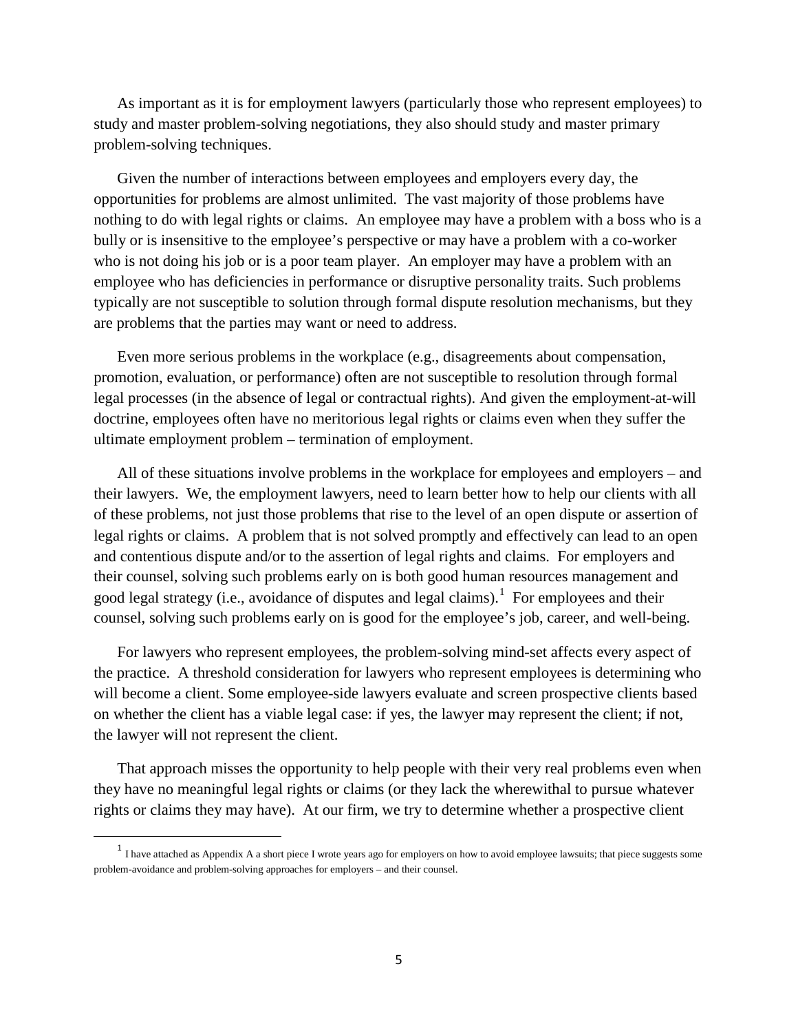As important as it is for employment lawyers (particularly those who represent employees) to study and master problem-solving negotiations, they also should study and master primary problem-solving techniques.

Given the number of interactions between employees and employers every day, the opportunities for problems are almost unlimited. The vast majority of those problems have nothing to do with legal rights or claims. An employee may have a problem with a boss who is a bully or is insensitive to the employee's perspective or may have a problem with a co-worker who is not doing his job or is a poor team player. An employer may have a problem with an employee who has deficiencies in performance or disruptive personality traits. Such problems typically are not susceptible to solution through formal dispute resolution mechanisms, but they are problems that the parties may want or need to address.

Even more serious problems in the workplace (e.g., disagreements about compensation, promotion, evaluation, or performance) often are not susceptible to resolution through formal legal processes (in the absence of legal or contractual rights). And given the employment-at-will doctrine, employees often have no meritorious legal rights or claims even when they suffer the ultimate employment problem – termination of employment.

All of these situations involve problems in the workplace for employees and employers – and their lawyers. We, the employment lawyers, need to learn better how to help our clients with all of these problems, not just those problems that rise to the level of an open dispute or assertion of legal rights or claims. A problem that is not solved promptly and effectively can lead to an open and contentious dispute and/or to the assertion of legal rights and claims. For employers and their counsel, solving such problems early on is both good human resources management and good legal strategy (i.e., avoidance of disputes and legal claims).[1] For employees and their counsel, solving such problems early on is good for the employee's job, career, and well-being.

For lawyers who represent employees, the problem-solving mind-set affects every aspect of the practice. A threshold consideration for lawyers who represent employees is determining who will become a client. Some employee-side lawyers evaluate and screen prospective clients based on whether the client has a viable legal case: if yes, the lawyer may represent the client; if not, the lawyer will not represent the client.

That approach misses the opportunity to help people with their very real problems even when they have no meaningful legal rights or claims (or they lack the wherewithal to pursue whatever rights or claims they may have). At our firm, we try to determine whether a prospective client

[1] I have attached as Appendix A a short piece I wrote years ago for employers on how to avoid employee lawsuits; that piece suggests some problem-avoidance and problem-solving approaches for employers – and their counsel.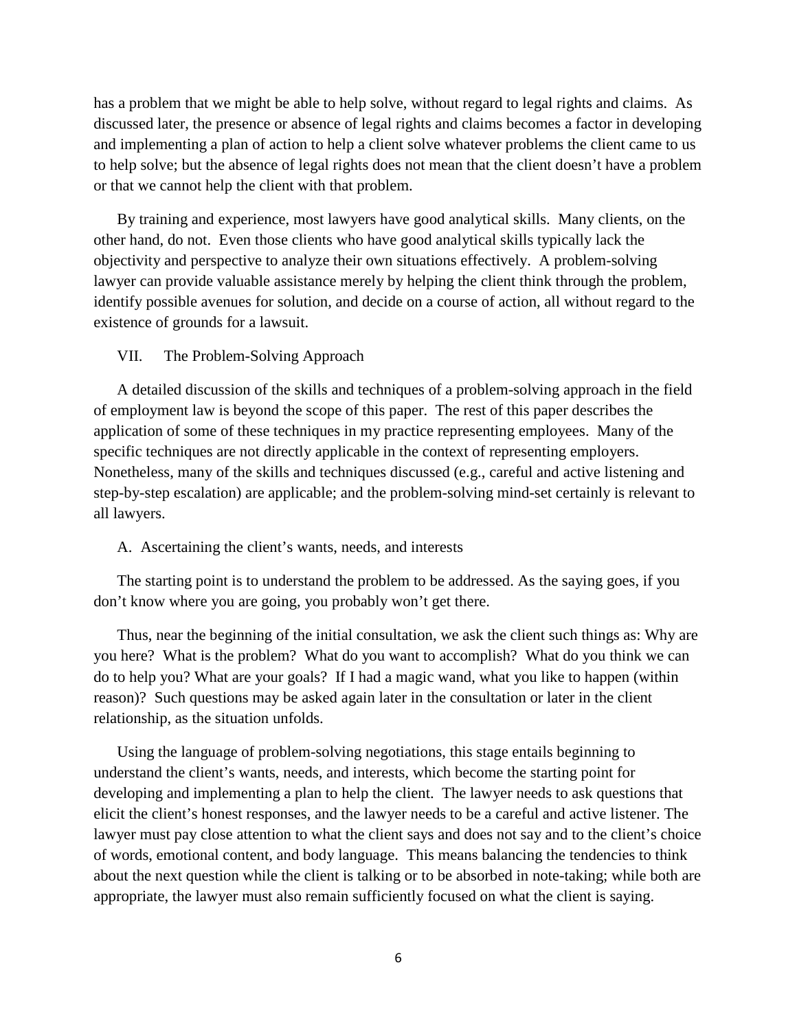has a problem that we might be able to help solve, without regard to legal rights and claims. As discussed later, the presence or absence of legal rights and claims becomes a factor in developing and implementing a plan of action to help a client solve whatever problems the client came to us to help solve; but the absence of legal rights does not mean that the client doesn't have a problem or that we cannot help the client with that problem.

By training and experience, most lawyers have good analytical skills. Many clients, on the other hand, do not. Even those clients who have good analytical skills typically lack the objectivity and perspective to analyze their own situations effectively. A problem-solving lawyer can provide valuable assistance merely by helping the client think through the problem, identify possible avenues for solution, and decide on a course of action, all without regard to the existence of grounds for a lawsuit.

## VII. The Problem-Solving Approach

A detailed discussion of the skills and techniques of a problem-solving approach in the field of employment law is beyond the scope of this paper. The rest of this paper describes the application of some of these techniques in my practice representing employees. Many of the specific techniques are not directly applicable in the context of representing employers. Nonetheless, many of the skills and techniques discussed (e.g., careful and active listening and step-by-step escalation) are applicable; and the problem-solving mind-set certainly is relevant to all lawyers.

### A. Ascertaining the client's wants, needs, and interests

The starting point is to understand the problem to be addressed. As the saying goes, if you don't know where you are going, you probably won't get there.

Thus, near the beginning of the initial consultation, we ask the client such things as: Why are you here? What is the problem? What do you want to accomplish? What do you think we can do to help you? What are your goals? If I had a magic wand, what you like to happen (within reason)? Such questions may be asked again later in the consultation or later in the client relationship, as the situation unfolds.

Using the language of problem-solving negotiations, this stage entails beginning to understand the client's wants, needs, and interests, which become the starting point for developing and implementing a plan to help the client. The lawyer needs to ask questions that elicit the client's honest responses, and the lawyer needs to be a careful and active listener. The lawyer must pay close attention to what the client says and does not say and to the client's choice of words, emotional content, and body language. This means balancing the tendencies to think about the next question while the client is talking or to be absorbed in note-taking; while both are appropriate, the lawyer must also remain sufficiently focused on what the client is saying.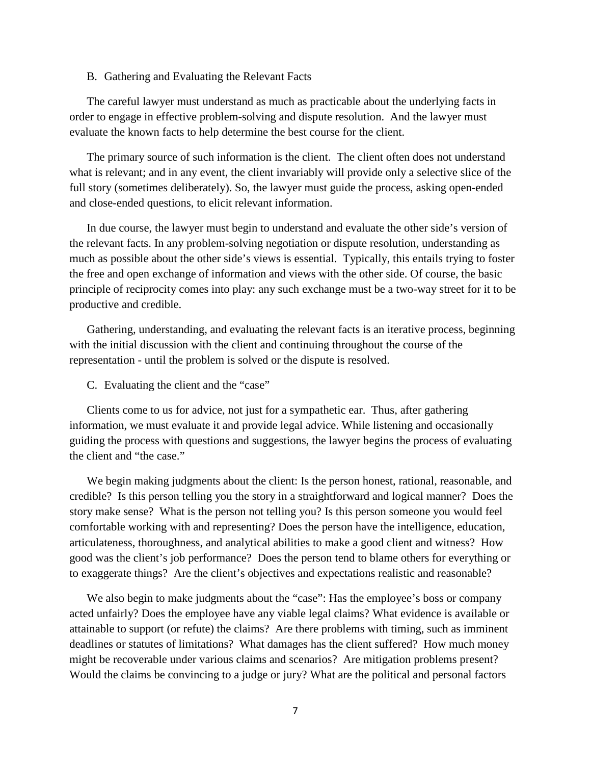### B. Gathering and Evaluating the Relevant Facts

The careful lawyer must understand as much as practicable about the underlying facts in order to engage in effective problem-solving and dispute resolution. And the lawyer must evaluate the known facts to help determine the best course for the client.

The primary source of such information is the client. The client often does not understand what is relevant; and in any event, the client invariably will provide only a selective slice of the full story (sometimes deliberately). So, the lawyer must guide the process, asking open-ended and close-ended questions, to elicit relevant information.

In due course, the lawyer must begin to understand and evaluate the other side's version of the relevant facts. In any problem-solving negotiation or dispute resolution, understanding as much as possible about the other side's views is essential. Typically, this entails trying to foster the free and open exchange of information and views with the other side. Of course, the basic principle of reciprocity comes into play: any such exchange must be a two-way street for it to be productive and credible.

Gathering, understanding, and evaluating the relevant facts is an iterative process, beginning with the initial discussion with the client and continuing throughout the course of the representation - until the problem is solved or the dispute is resolved.

### C. Evaluating the client and the "case"

Clients come to us for advice, not just for a sympathetic ear. Thus, after gathering information, we must evaluate it and provide legal advice. While listening and occasionally guiding the process with questions and suggestions, the lawyer begins the process of evaluating the client and "the case."

We begin making judgments about the client: Is the person honest, rational, reasonable, and credible? Is this person telling you the story in a straightforward and logical manner? Does the story make sense? What is the person not telling you? Is this person someone you would feel comfortable working with and representing? Does the person have the intelligence, education, articulateness, thoroughness, and analytical abilities to make a good client and witness? How good was the client's job performance? Does the person tend to blame others for everything or to exaggerate things? Are the client's objectives and expectations realistic and reasonable?

We also begin to make judgments about the "case": Has the employee's boss or company acted unfairly? Does the employee have any viable legal claims? What evidence is available or attainable to support (or refute) the claims? Are there problems with timing, such as imminent deadlines or statutes of limitations? What damages has the client suffered? How much money might be recoverable under various claims and scenarios? Are mitigation problems present? Would the claims be convincing to a judge or jury? What are the political and personal factors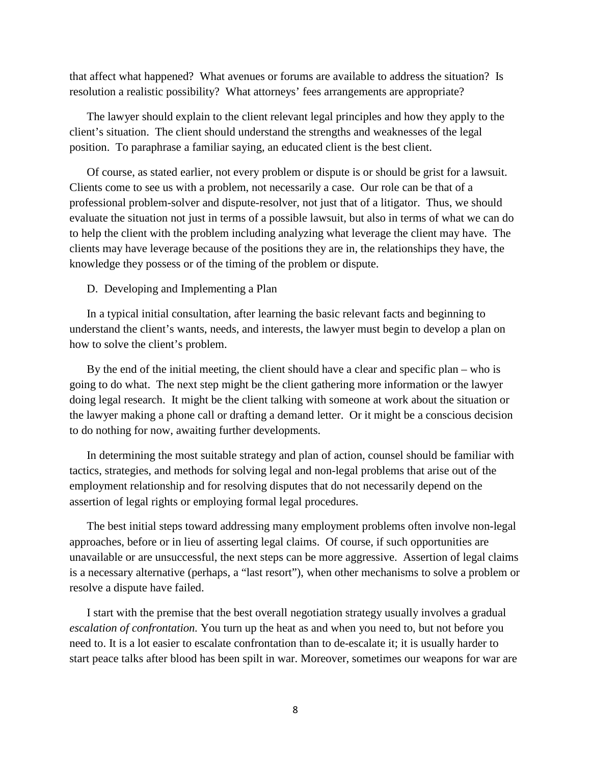that affect what happened? What avenues or forums are available to address the situation? Is resolution a realistic possibility? What attorneys' fees arrangements are appropriate?

The lawyer should explain to the client relevant legal principles and how they apply to the client's situation. The client should understand the strengths and weaknesses of the legal position. To paraphrase a familiar saying, an educated client is the best client.

Of course, as stated earlier, not every problem or dispute is or should be grist for a lawsuit. Clients come to see us with a problem, not necessarily a case. Our role can be that of a professional problem-solver and dispute-resolver, not just that of a litigator. Thus, we should evaluate the situation not just in terms of a possible lawsuit, but also in terms of what we can do to help the client with the problem including analyzing what leverage the client may have. The clients may have leverage because of the positions they are in, the relationships they have, the knowledge they possess or of the timing of the problem or dispute.

D. Developing and Implementing a Plan

In a typical initial consultation, after learning the basic relevant facts and beginning to understand the client's wants, needs, and interests, the lawyer must begin to develop a plan on how to solve the client's problem.

By the end of the initial meeting, the client should have a clear and specific plan – who is going to do what. The next step might be the client gathering more information or the lawyer doing legal research. It might be the client talking with someone at work about the situation or the lawyer making a phone call or drafting a demand letter. Or it might be a conscious decision to do nothing for now, awaiting further developments.

In determining the most suitable strategy and plan of action, counsel should be familiar with tactics, strategies, and methods for solving legal and non-legal problems that arise out of the employment relationship and for resolving disputes that do not necessarily depend on the assertion of legal rights or employing formal legal procedures.

The best initial steps toward addressing many employment problems often involve non-legal approaches, before or in lieu of asserting legal claims. Of course, if such opportunities are unavailable or are unsuccessful, the next steps can be more aggressive. Assertion of legal claims is a necessary alternative (perhaps, a "last resort"), when other mechanisms to solve a problem or resolve a dispute have failed.

I start with the premise that the best overall negotiation strategy usually involves a gradual *escalation of confrontation.* You turn up the heat as and when you need to, but not before you need to. It is a lot easier to escalate confrontation than to de-escalate it; it is usually harder to start peace talks after blood has been spilt in war. Moreover, sometimes our weapons for war are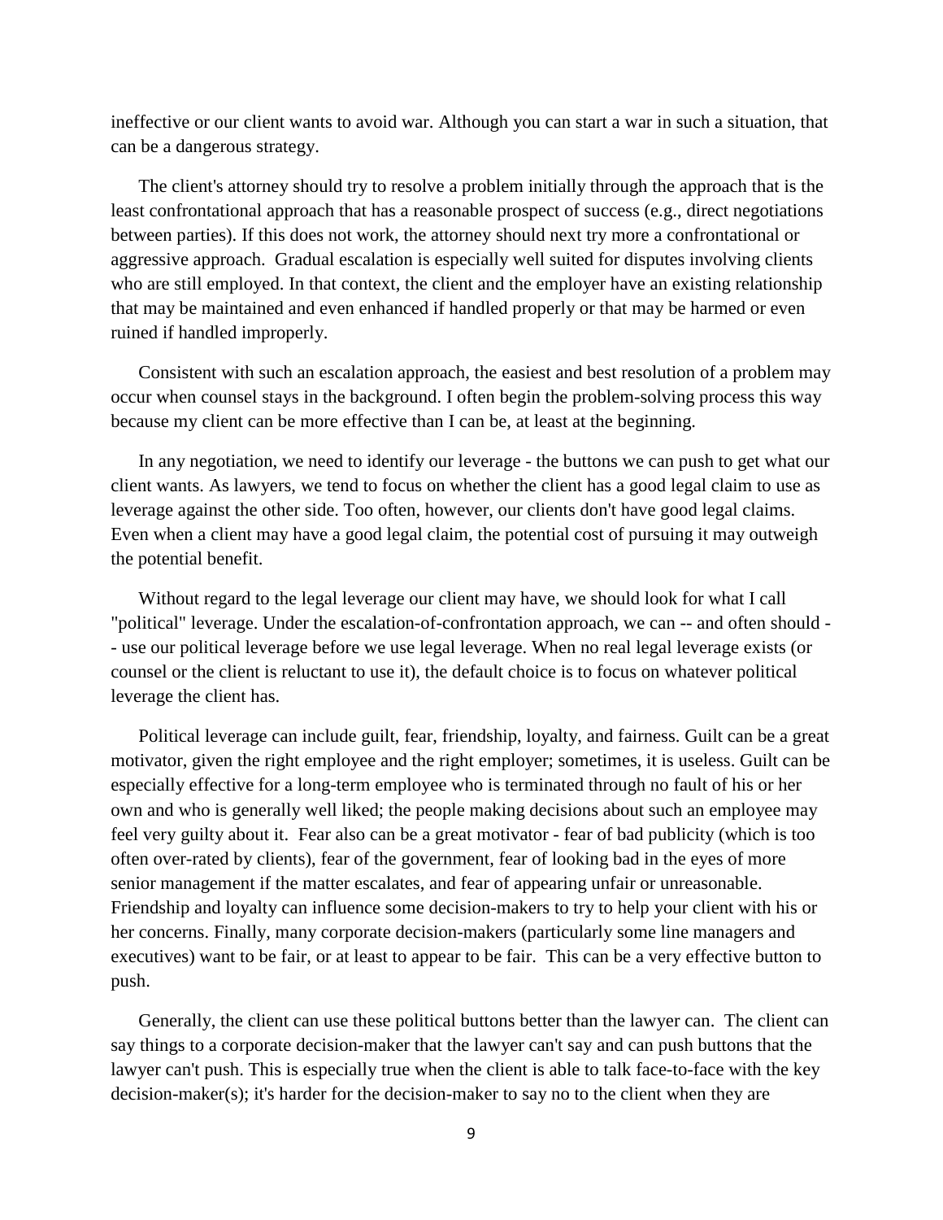ineffective or our client wants to avoid war. Although you can start a war in such a situation, that can be a dangerous strategy.

The client's attorney should try to resolve a problem initially through the approach that is the least confrontational approach that has a reasonable prospect of success (e.g., direct negotiations between parties). If this does not work, the attorney should next try more a confrontational or aggressive approach. Gradual escalation is especially well suited for disputes involving clients who are still employed. In that context, the client and the employer have an existing relationship that may be maintained and even enhanced if handled properly or that may be harmed or even ruined if handled improperly.

Consistent with such an escalation approach, the easiest and best resolution of a problem may occur when counsel stays in the background. I often begin the problem-solving process this way because my client can be more effective than I can be, at least at the beginning.

In any negotiation, we need to identify our leverage - the buttons we can push to get what our client wants. As lawyers, we tend to focus on whether the client has a good legal claim to use as leverage against the other side. Too often, however, our clients don't have good legal claims. Even when a client may have a good legal claim, the potential cost of pursuing it may outweigh the potential benefit.

Without regard to the legal leverage our client may have, we should look for what I call "political" leverage. Under the escalation-of-confrontation approach, we can -- and often should -- use our political leverage before we use legal leverage. When no real legal leverage exists (or counsel or the client is reluctant to use it), the default choice is to focus on whatever political leverage the client has.

Political leverage can include guilt, fear, friendship, loyalty, and fairness. Guilt can be a great motivator, given the right employee and the right employer; sometimes, it is useless. Guilt can be especially effective for a long-term employee who is terminated through no fault of his or her own and who is generally well liked; the people making decisions about such an employee may feel very guilty about it. Fear also can be a great motivator - fear of bad publicity (which is too often over-rated by clients), fear of the government, fear of looking bad in the eyes of more senior management if the matter escalates, and fear of appearing unfair or unreasonable. Friendship and loyalty can influence some decision-makers to try to help your client with his or her concerns. Finally, many corporate decision-makers (particularly some line managers and executives) want to be fair, or at least to appear to be fair. This can be a very effective button to push.

Generally, the client can use these political buttons better than the lawyer can. The client can say things to a corporate decision-maker that the lawyer can't say and can push buttons that the lawyer can't push. This is especially true when the client is able to talk face-to-face with the key decision-maker(s); it's harder for the decision-maker to say no to the client when they are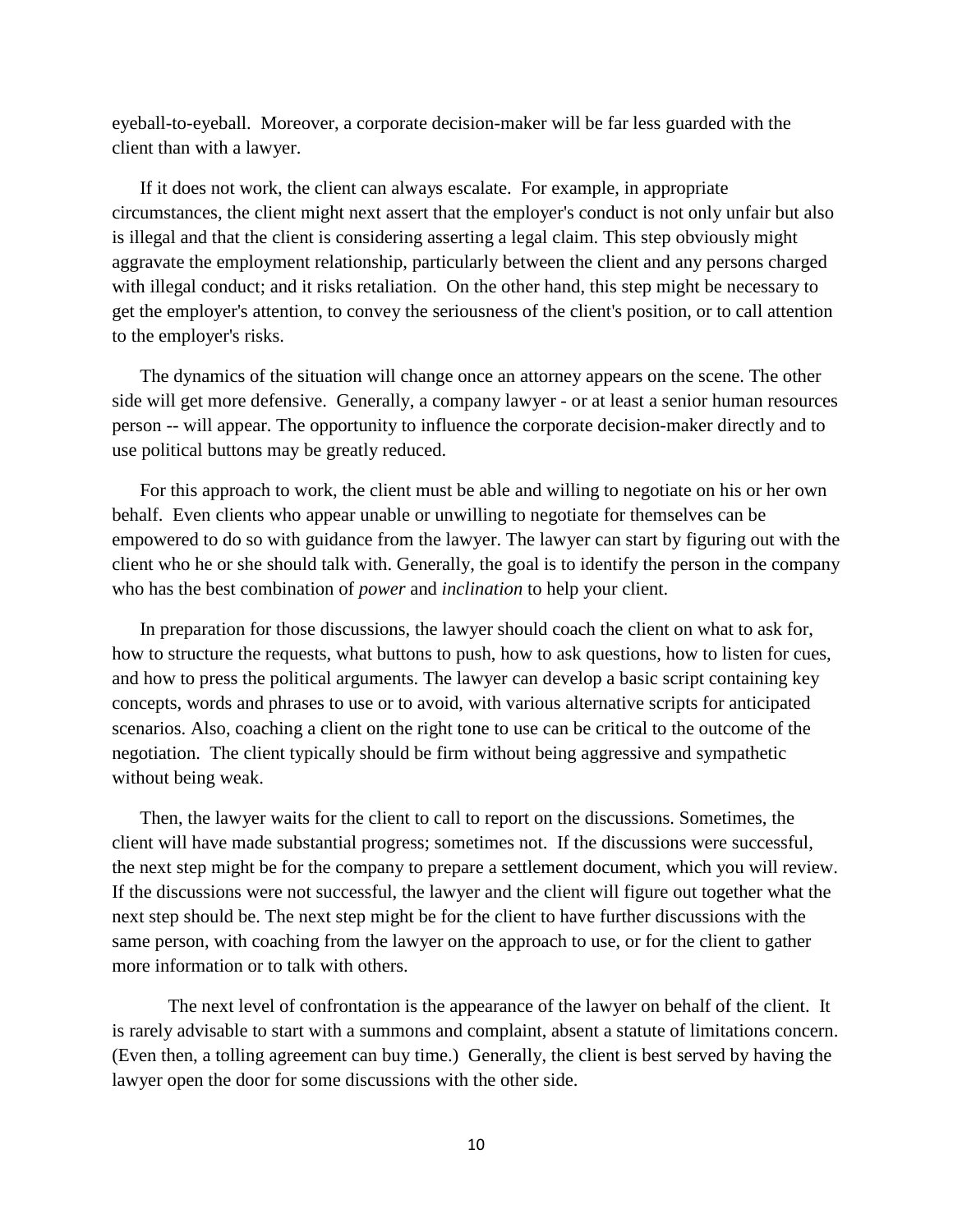eyeball-to-eyeball. Moreover, a corporate decision-maker will be far less guarded with the client than with a lawyer.

If it does not work, the client can always escalate. For example, in appropriate circumstances, the client might next assert that the employer's conduct is not only unfair but also is illegal and that the client is considering asserting a legal claim. This step obviously might aggravate the employment relationship, particularly between the client and any persons charged with illegal conduct; and it risks retaliation. On the other hand, this step might be necessary to get the employer's attention, to convey the seriousness of the client's position, or to call attention to the employer's risks.

The dynamics of the situation will change once an attorney appears on the scene. The other side will get more defensive. Generally, a company lawyer - or at least a senior human resources person -- will appear. The opportunity to influence the corporate decision-maker directly and to use political buttons may be greatly reduced.

For this approach to work, the client must be able and willing to negotiate on his or her own behalf. Even clients who appear unable or unwilling to negotiate for themselves can be empowered to do so with guidance from the lawyer. The lawyer can start by figuring out with the client who he or she should talk with. Generally, the goal is to identify the person in the company who has the best combination of *power* and *inclination* to help your client.

In preparation for those discussions, the lawyer should coach the client on what to ask for, how to structure the requests, what buttons to push, how to ask questions, how to listen for cues, and how to press the political arguments. The lawyer can develop a basic script containing key concepts, words and phrases to use or to avoid, with various alternative scripts for anticipated scenarios. Also, coaching a client on the right tone to use can be critical to the outcome of the negotiation. The client typically should be firm without being aggressive and sympathetic without being weak.

Then, the lawyer waits for the client to call to report on the discussions. Sometimes, the client will have made substantial progress; sometimes not. If the discussions were successful, the next step might be for the company to prepare a settlement document, which you will review. If the discussions were not successful, the lawyer and the client will figure out together what the next step should be. The next step might be for the client to have further discussions with the same person, with coaching from the lawyer on the approach to use, or for the client to gather more information or to talk with others.

The next level of confrontation is the appearance of the lawyer on behalf of the client. It is rarely advisable to start with a summons and complaint, absent a statute of limitations concern. (Even then, a tolling agreement can buy time.) Generally, the client is best served by having the lawyer open the door for some discussions with the other side.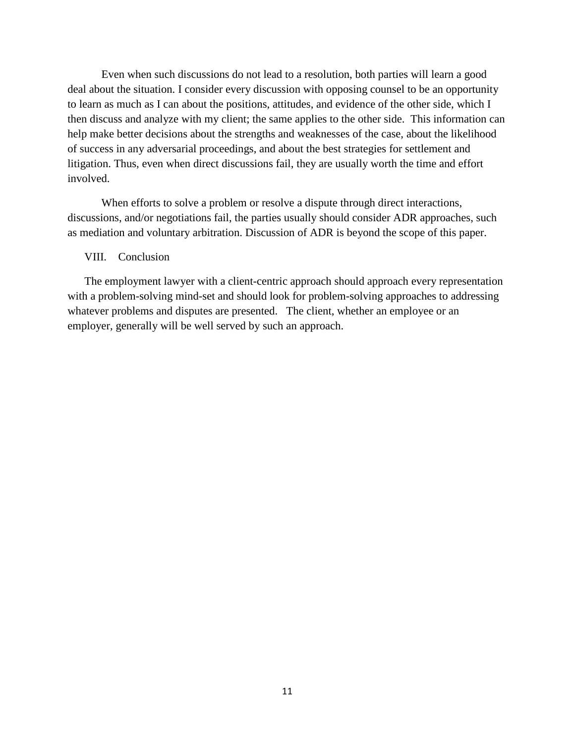Even when such discussions do not lead to a resolution, both parties will learn a good deal about the situation. I consider every discussion with opposing counsel to be an opportunity to learn as much as I can about the positions, attitudes, and evidence of the other side, which I then discuss and analyze with my client; the same applies to the other side. This information can help make better decisions about the strengths and weaknesses of the case, about the likelihood of success in any adversarial proceedings, and about the best strategies for settlement and litigation. Thus, even when direct discussions fail, they are usually worth the time and effort involved.

When efforts to solve a problem or resolve a dispute through direct interactions, discussions, and/or negotiations fail, the parties usually should consider ADR approaches, such as mediation and voluntary arbitration. Discussion of ADR is beyond the scope of this paper.

## VIII. Conclusion

The employment lawyer with a client-centric approach should approach every representation with a problem-solving mind-set and should look for problem-solving approaches to addressing whatever problems and disputes are presented. The client, whether an employee or an employer, generally will be well served by such an approach.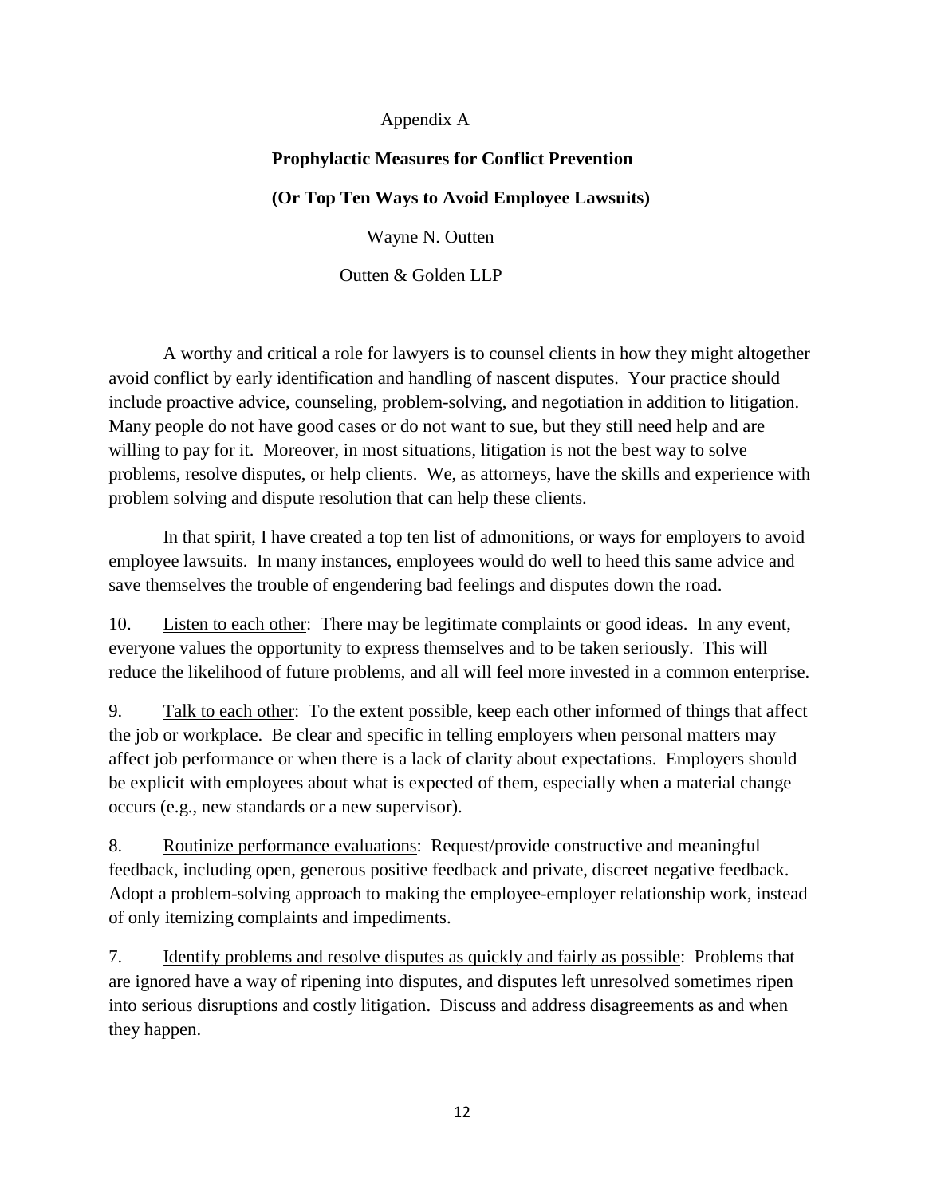Appendix A

**Prophylactic Measures for Conflict Prevention**

**(Or Top Ten Ways to Avoid Employee Lawsuits)**

Wayne N. Outten

Outten & Golden LLP

A worthy and critical a role for lawyers is to counsel clients in how they might altogether avoid conflict by early identification and handling of nascent disputes. Your practice should include proactive advice, counseling, problem-solving, and negotiation in addition to litigation. Many people do not have good cases or do not want to sue, but they still need help and are willing to pay for it. Moreover, in most situations, litigation is not the best way to solve problems, resolve disputes, or help clients. We, as attorneys, have the skills and experience with problem solving and dispute resolution that can help these clients.

In that spirit, I have created a top ten list of admonitions, or ways for employers to avoid employee lawsuits. In many instances, employees would do well to heed this same advice and save themselves the trouble of engendering bad feelings and disputes down the road.

10. <u>Listen to each other</u>: There may be legitimate complaints or good ideas. In any event, everyone values the opportunity to express themselves and to be taken seriously. This will reduce the likelihood of future problems, and all will feel more invested in a common enterprise.

9. <u>Talk to each other</u>: To the extent possible, keep each other informed of things that affect the job or workplace. Be clear and specific in telling employers when personal matters may affect job performance or when there is a lack of clarity about expectations. Employers should be explicit with employees about what is expected of them, especially when a material change occurs (e.g., new standards or a new supervisor).

8. <u>Routinize performance evaluations</u>: Request/provide constructive and meaningful feedback, including open, generous positive feedback and private, discreet negative feedback. Adopt a problem-solving approach to making the employee-employer relationship work, instead of only itemizing complaints and impediments.

7. <u>Identify problems and resolve disputes as quickly and fairly as possible</u>: Problems that are ignored have a way of ripening into disputes, and disputes left unresolved sometimes ripen into serious disruptions and costly litigation. Discuss and address disagreements as and when they happen.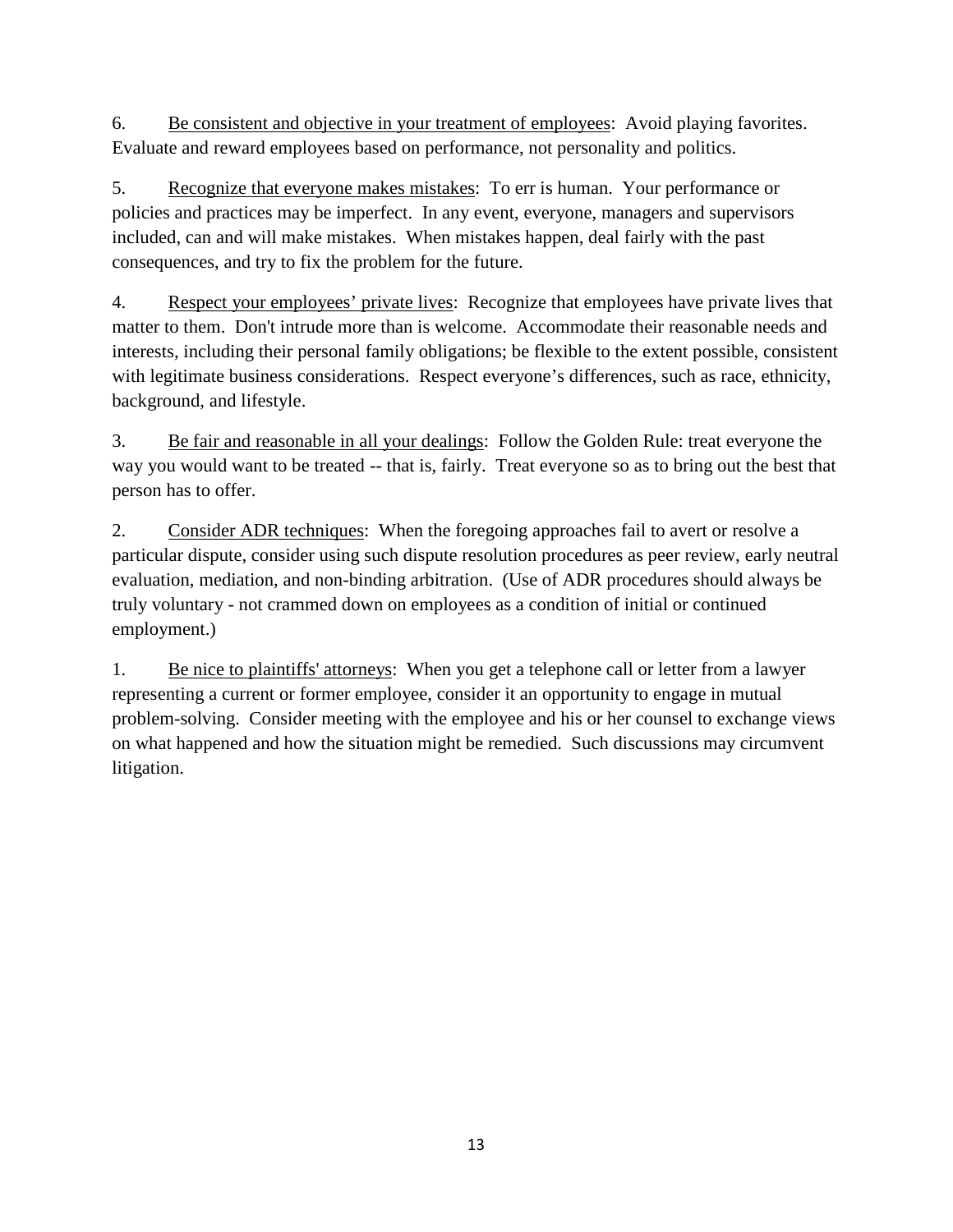6. Be consistent and objective in your treatment of employees: Avoid playing favorites. Evaluate and reward employees based on performance, not personality and politics.

5. Recognize that everyone makes mistakes: To err is human. Your performance or policies and practices may be imperfect. In any event, everyone, managers and supervisors included, can and will make mistakes. When mistakes happen, deal fairly with the past consequences, and try to fix the problem for the future.

4. Respect your employees' private lives: Recognize that employees have private lives that matter to them. Don't intrude more than is welcome. Accommodate their reasonable needs and interests, including their personal family obligations; be flexible to the extent possible, consistent with legitimate business considerations. Respect everyone's differences, such as race, ethnicity, background, and lifestyle.

3. Be fair and reasonable in all your dealings: Follow the Golden Rule: treat everyone the way you would want to be treated -- that is, fairly. Treat everyone so as to bring out the best that person has to offer.

2. Consider ADR techniques: When the foregoing approaches fail to avert or resolve a particular dispute, consider using such dispute resolution procedures as peer review, early neutral evaluation, mediation, and non-binding arbitration. (Use of ADR procedures should always be truly voluntary - not crammed down on employees as a condition of initial or continued employment.)

1. Be nice to plaintiffs' attorneys: When you get a telephone call or letter from a lawyer representing a current or former employee, consider it an opportunity to engage in mutual problem-solving. Consider meeting with the employee and his or her counsel to exchange views on what happened and how the situation might be remedied. Such discussions may circumvent litigation.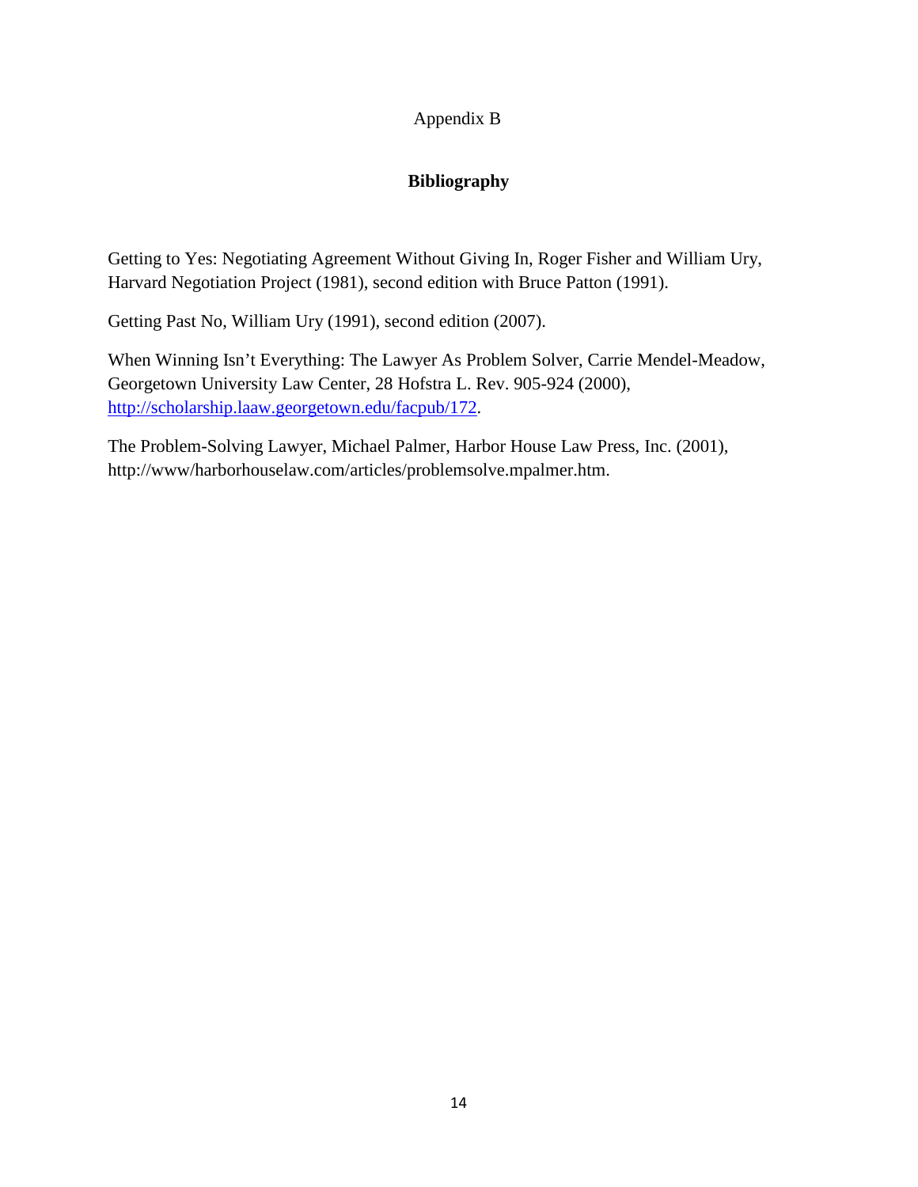Appendix B

## Bibliography

Getting to Yes: Negotiating Agreement Without Giving In, Roger Fisher and William Ury, Harvard Negotiation Project (1981), second edition with Bruce Patton (1991).

Getting Past No, William Ury (1991), second edition (2007).

When Winning Isn't Everything: The Lawyer As Problem Solver, Carrie Mendel-Meadow, Georgetown University Law Center, 28 Hofstra L. Rev. 905-924 (2000), http://scholarship.laaw.georgetown.edu/facpub/172.

The Problem-Solving Lawyer, Michael Palmer, Harbor House Law Press, Inc. (2001), http://www/harborhouselaw.com/articles/problemsolve.mpalmer.htm.